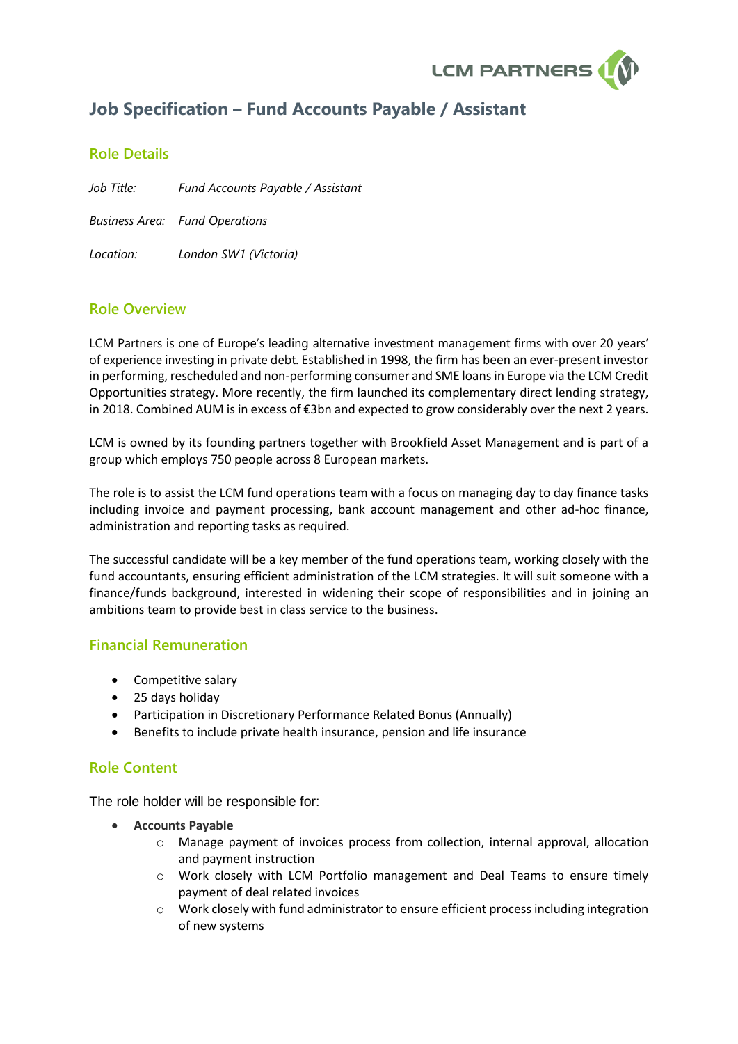# Job Specification – Fund Accounts Payable / Assistant

## Role Details

*Job Title:* *Fund Accounts Payable / Assistant*

*Business Area:* *Fund Operations*

*Location:* *London SW1 (Victoria)*

## Role Overview

LCM Partners is one of Europe's leading alternative investment management firms with over 20 years' of experience investing in private debt. Established in 1998, the firm has been an ever-present investor in performing, rescheduled and non-performing consumer and SME loans in Europe via the LCM Credit Opportunities strategy. More recently, the firm launched its complementary direct lending strategy, in 2018. Combined AUM is in excess of €3bn and expected to grow considerably over the next 2 years.

LCM is owned by its founding partners together with Brookfield Asset Management and is part of a group which employs 750 people across 8 European markets.

The role is to assist the LCM fund operations team with a focus on managing day to day finance tasks including invoice and payment processing, bank account management and other ad-hoc finance, administration and reporting tasks as required.

The successful candidate will be a key member of the fund operations team, working closely with the fund accountants, ensuring efficient administration of the LCM strategies. It will suit someone with a finance/funds background, interested in widening their scope of responsibilities and in joining an ambitions team to provide best in class service to the business.

## Financial Remuneration

- Competitive salary
- 25 days holiday
- Participation in Discretionary Performance Related Bonus (Annually)
- Benefits to include private health insurance, pension and life insurance

## Role Content

The role holder will be responsible for:

- **Accounts Payable**
  - Manage payment of invoices process from collection, internal approval, allocation and payment instruction
  - Work closely with LCM Portfolio management and Deal Teams to ensure timely payment of deal related invoices
  - Work closely with fund administrator to ensure efficient process including integration of new systems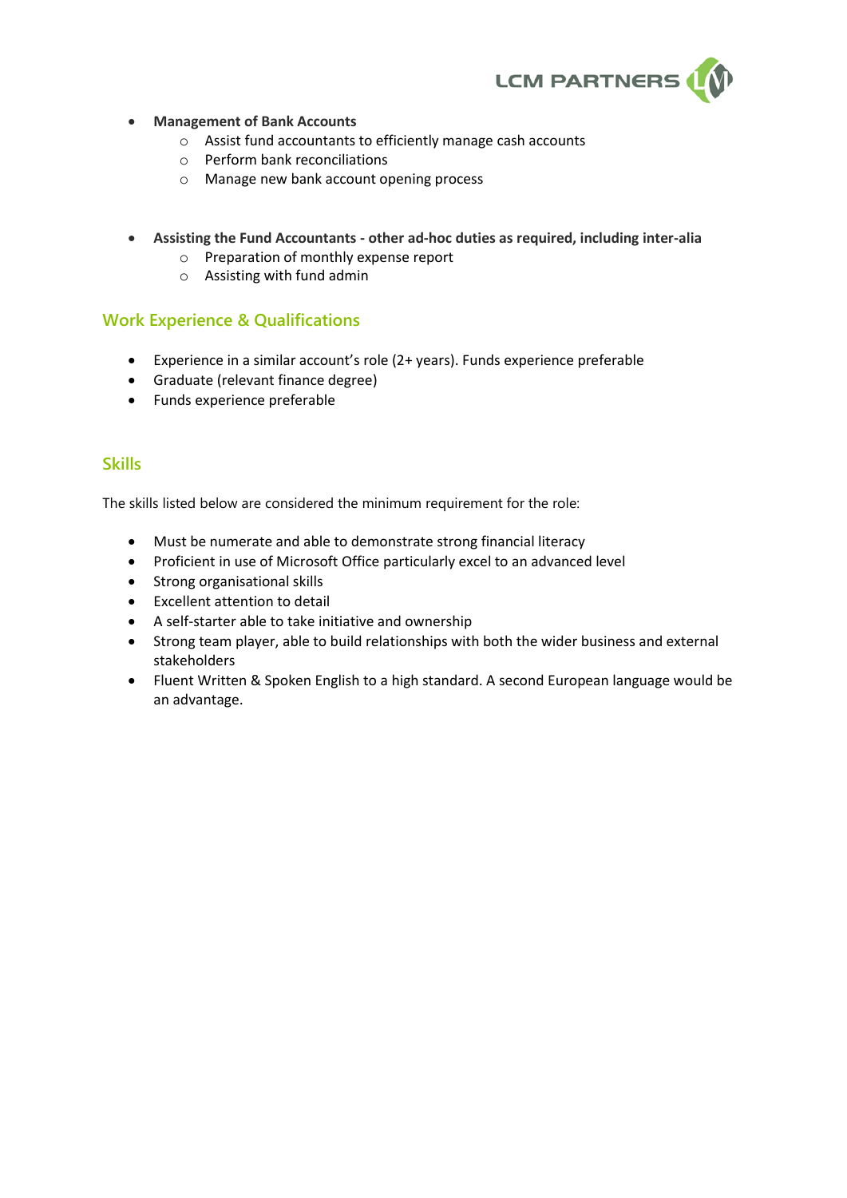- **Management of Bank Accounts**
    - Assist fund accountants to efficiently manage cash accounts
    - Perform bank reconciliations
    - Manage new bank account opening process

- **Assisting the Fund Accountants - other ad-hoc duties as required, including inter-alia**
    - Preparation of monthly expense report
    - Assisting with fund admin

## Work Experience & Qualifications

- Experience in a similar account's role (2+ years). Funds experience preferable
- Graduate (relevant finance degree)
- Funds experience preferable

## Skills

The skills listed below are considered the minimum requirement for the role:

- Must be numerate and able to demonstrate strong financial literacy
- Proficient in use of Microsoft Office particularly excel to an advanced level
- Strong organisational skills
- Excellent attention to detail
- A self-starter able to take initiative and ownership
- Strong team player, able to build relationships with both the wider business and external stakeholders
- Fluent Written & Spoken English to a high standard. A second European language would be an advantage.